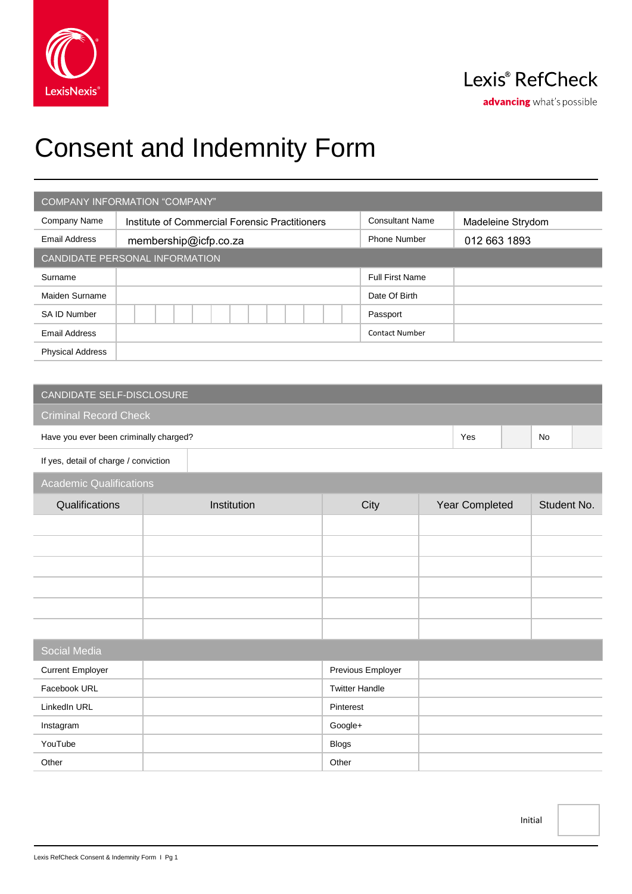LexisNexis®

Lexis® RefCheck

**advancing** what's possible

# Consent and Indemnity Form

| COMPANY INFORMATION "COMPANY" | | | |
|---|---|---|---|
| Company Name | Institute of Commercial Forensic Practitioners | Consultant Name | Madeleine Strydom |
| Email Address | membership@icfp.co.za | Phone Number | 012 663 1893 |

| CANDIDATE PERSONAL INFORMATION | | | |
|---|---|---|---|
| Surname | | Full First Name | |
| Maiden Surname | | Date Of Birth | |
| SA ID Number | | Passport | |
| Email Address | | Contact Number | |
| Physical Address | | | |

## CANDIDATE SELF-DISCLOSURE

### Criminal Record Check

| Have you ever been criminally charged? | Yes | | No | |
|---|---|---|---|---|
| If yes, detail of charge / conviction | | | | |

### Academic Qualifications

| Qualifications | Institution | City | Year Completed | Student No. |
|---|---|---|---|---|
| | | | | |
| | | | | |
| | | | | |
| | | | | |
| | | | | |
| | | | | |

### Social Media

| Current Employer | | Previous Employer | |
|---|---|---|---|
| Facebook URL | | Twitter Handle | |
| LinkedIn URL | | Pinterest | |
| Instagram | | Google+ | |
| YouTube | | Blogs | |
| Other | | Other | |

Initial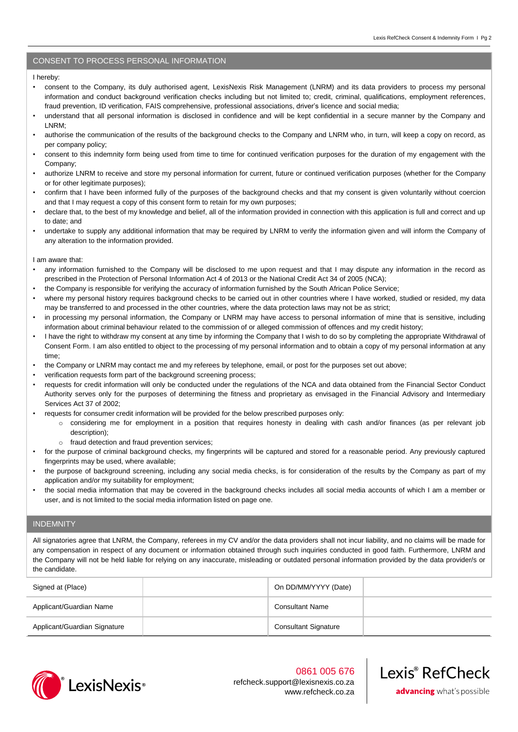## CONSENT TO PROCESS PERSONAL INFORMATION

I hereby:

- consent to the Company, its duly authorised agent, LexisNexis Risk Management (LNRM) and its data providers to process my personal information and conduct background verification checks including but not limited to; credit, criminal, qualifications, employment references, fraud prevention, ID verification, FAIS comprehensive, professional associations, driver's licence and social media;
- understand that all personal information is disclosed in confidence and will be kept confidential in a secure manner by the Company and LNRM;
- authorise the communication of the results of the background checks to the Company and LNRM who, in turn, will keep a copy on record, as per company policy;
- consent to this indemnity form being used from time to time for continued verification purposes for the duration of my engagement with the Company;
- authorize LNRM to receive and store my personal information for current, future or continued verification purposes (whether for the Company or for other legitimate purposes);
- confirm that I have been informed fully of the purposes of the background checks and that my consent is given voluntarily without coercion and that I may request a copy of this consent form to retain for my own purposes;
- declare that, to the best of my knowledge and belief, all of the information provided in connection with this application is full and correct and up to date; and
- undertake to supply any additional information that may be required by LNRM to verify the information given and will inform the Company of any alteration to the information provided.

I am aware that:

- any information furnished to the Company will be disclosed to me upon request and that I may dispute any information in the record as prescribed in the Protection of Personal Information Act 4 of 2013 or the National Credit Act 34 of 2005 (NCA);
- the Company is responsible for verifying the accuracy of information furnished by the South African Police Service;
- where my personal history requires background checks to be carried out in other countries where I have worked, studied or resided, my data may be transferred to and processed in the other countries, where the data protection laws may not be as strict;
- in processing my personal information, the Company or LNRM may have access to personal information of mine that is sensitive, including information about criminal behaviour related to the commission of or alleged commission of offences and my credit history;
- I have the right to withdraw my consent at any time by informing the Company that I wish to do so by completing the appropriate Withdrawal of Consent Form. I am also entitled to object to the processing of my personal information and to obtain a copy of my personal information at any time;
- the Company or LNRM may contact me and my referees by telephone, email, or post for the purposes set out above;
- verification requests form part of the background screening process;
- requests for credit information will only be conducted under the regulations of the NCA and data obtained from the Financial Sector Conduct Authority serves only for the purposes of determining the fitness and proprietary as envisaged in the Financial Advisory and Intermediary Services Act 37 of 2002;
- requests for consumer credit information will be provided for the below prescribed purposes only:
  - considering me for employment in a position that requires honesty in dealing with cash and/or finances (as per relevant job description);
  - fraud detection and fraud prevention services;
- for the purpose of criminal background checks, my fingerprints will be captured and stored for a reasonable period. Any previously captured fingerprints may be used, where available;
- the purpose of background screening, including any social media checks, is for consideration of the results by the Company as part of my application and/or my suitability for employment;
- the social media information that may be covered in the background checks includes all social media accounts of which I am a member or user, and is not limited to the social media information listed on page one.

## INDEMNITY

All signatories agree that LNRM, the Company, referees in my CV and/or the data providers shall not incur liability, and no claims will be made for any compensation in respect of any document or information obtained through such inquiries conducted in good faith. Furthermore, LNRM and the Company will not be held liable for relying on any inaccurate, misleading or outdated personal information provided by the data provider/s or the candidate.

| | | | |
|---|---|---|---|
| Signed at (Place) | | On DD/MM/YYYY (Date) | |
| Applicant/Guardian Name | | Consultant Name | |
| Applicant/Guardian Signature | | Consultant Signature | |

LexisNexis®

0861 005 676
refcheck.support@lexisnexis.co.za
www.refcheck.co.za

Lexis® RefCheck
**advancing** what's possible